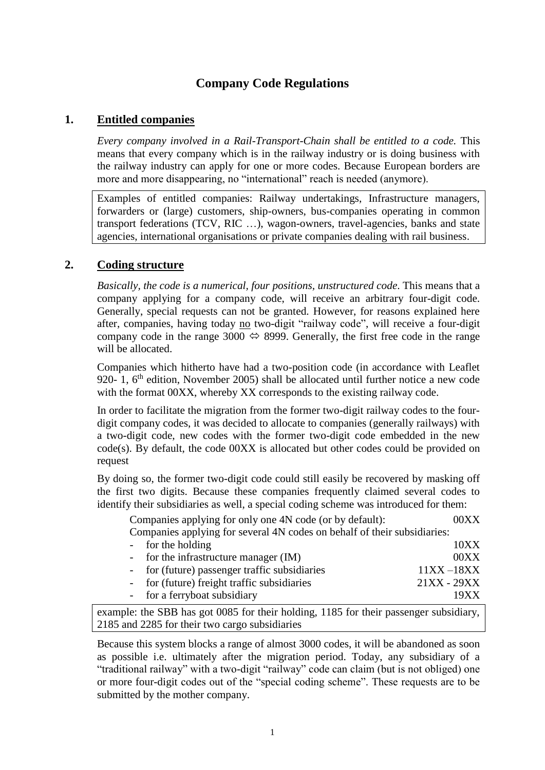# Company Code Regulations

## 1. Entitled companies

*Every company involved in a Rail-Transport-Chain shall be entitled to a code.* This means that every company which is in the railway industry or is doing business with the railway industry can apply for one or more codes. Because European borders are more and more disappearing, no "international" reach is needed (anymore).

> Examples of entitled companies: Railway undertakings, Infrastructure managers, forwarders or (large) customers, ship-owners, bus-companies operating in common transport federations (TCV, RIC …), wagon-owners, travel-agencies, banks and state agencies, international organisations or private companies dealing with rail business.

## 2. Coding structure

*Basically, the code is a numerical, four positions, unstructured code.* This means that a company applying for a company code, will receive an arbitrary four-digit code. Generally, special requests can not be granted. However, for reasons explained here after, companies, having today no two-digit "railway code", will receive a four-digit company code in the range 3000 ⇔ 8999. Generally, the first free code in the range will be allocated.

Companies which hitherto have had a two-position code (in accordance with Leaflet 920- 1, 6th edition, November 2005) shall be allocated until further notice a new code with the format 00XX, whereby XX corresponds to the existing railway code.

In order to facilitate the migration from the former two-digit railway codes to the four-digit company codes, it was decided to allocate to companies (generally railways) with a two-digit code, new codes with the former two-digit code embedded in the new code(s). By default, the code 00XX is allocated but other codes could be provided on request

By doing so, the former two-digit code could still easily be recovered by masking off the first two digits. Because these companies frequently claimed several codes to identify their subsidiaries as well, a special coding scheme was introduced for them:

| | |
|---|---|
| Companies applying for only one 4N code (or by default): | 00XX |
| Companies applying for several 4N codes on behalf of their subsidiaries: | |
| - for the holding | 10XX |
| - for the infrastructure manager (IM) | 00XX |
| - for (future) passenger traffic subsidiaries | 11XX –18XX |
| - for (future) freight traffic subsidiaries | 21XX - 29XX |
| - for a ferryboat subsidiary | 19XX |

> example: the SBB has got 0085 for their holding, 1185 for their passenger subsidiary, 2185 and 2285 for their two cargo subsidiaries

Because this system blocks a range of almost 3000 codes, it will be abandoned as soon as possible i.e. ultimately after the migration period. Today, any subsidiary of a "traditional railway" with a two-digit "railway" code can claim (but is not obliged) one or more four-digit codes out of the "special coding scheme". These requests are to be submitted by the mother company.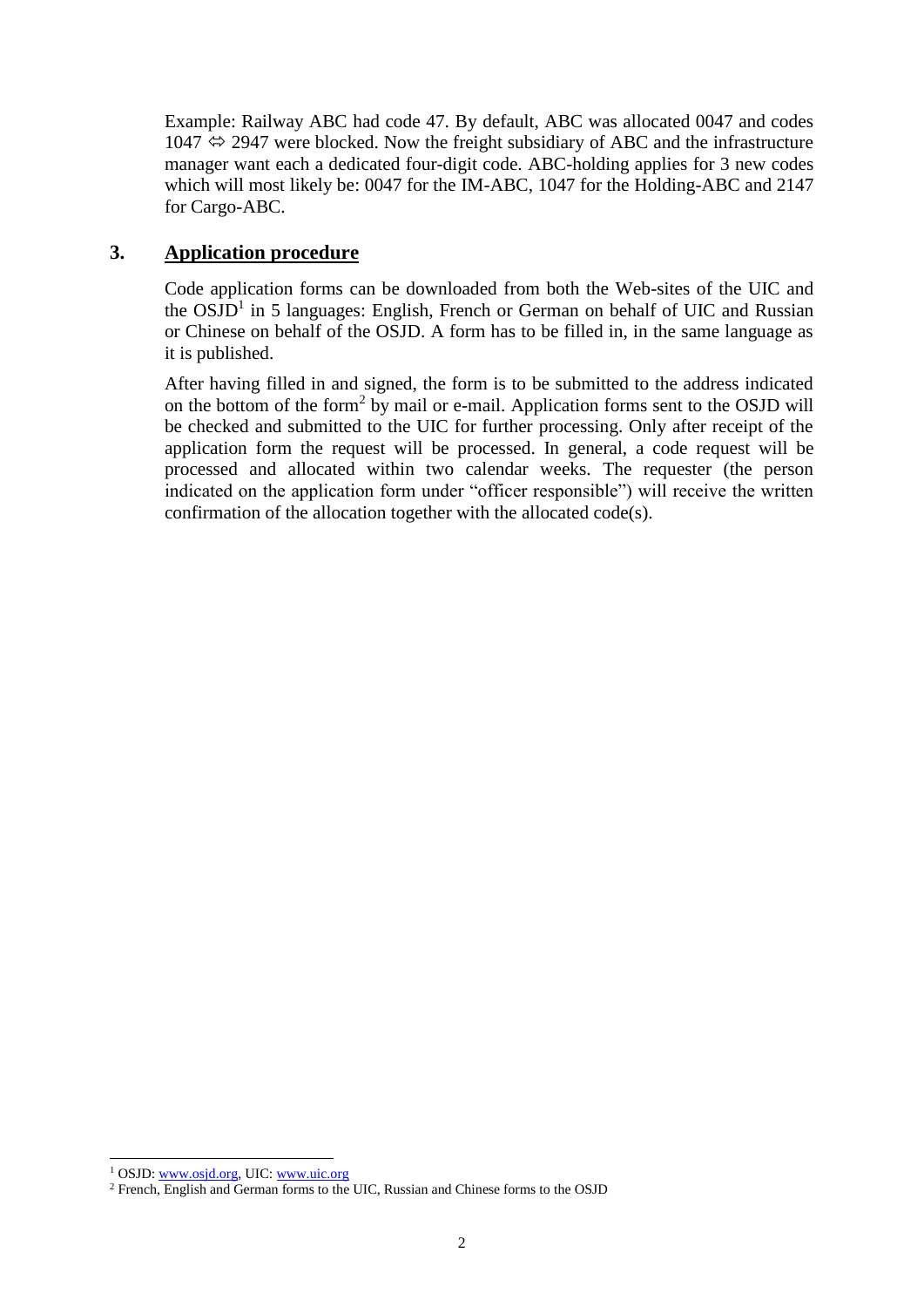Example: Railway ABC had code 47. By default, ABC was allocated 0047 and codes 1047 ⇔ 2947 were blocked. Now the freight subsidiary of ABC and the infrastructure manager want each a dedicated four-digit code. ABC-holding applies for 3 new codes which will most likely be: 0047 for the IM-ABC, 1047 for the Holding-ABC and 2147 for Cargo-ABC.

## 3. Application procedure

Code application forms can be downloaded from both the Web-sites of the UIC and the OSJD[1] in 5 languages: English, French or German on behalf of UIC and Russian or Chinese on behalf of the OSJD. A form has to be filled in, in the same language as it is published.

After having filled in and signed, the form is to be submitted to the address indicated on the bottom of the form[2] by mail or e-mail. Application forms sent to the OSJD will be checked and submitted to the UIC for further processing. Only after receipt of the application form the request will be processed. In general, a code request will be processed and allocated within two calendar weeks. The requester (the person indicated on the application form under "officer responsible") will receive the written confirmation of the allocation together with the allocated code(s).

---

[1] OSJD: www.osjd.org, UIC: www.uic.org

[2] French, English and German forms to the UIC, Russian and Chinese forms to the OSJD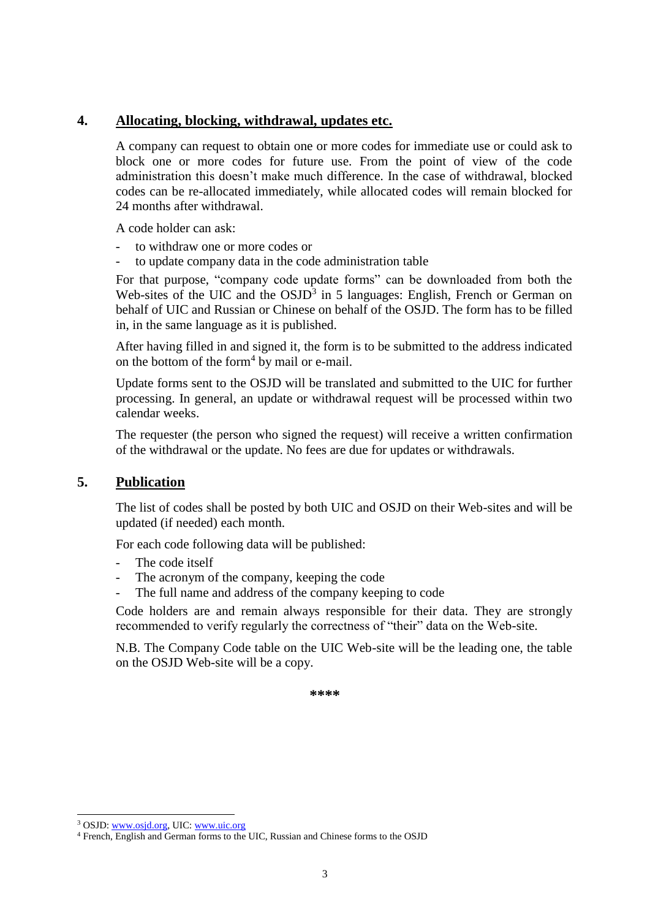## 4. Allocating, blocking, withdrawal, updates etc.

A company can request to obtain one or more codes for immediate use or could ask to block one or more codes for future use. From the point of view of the code administration this doesn't make much difference. In the case of withdrawal, blocked codes can be re-allocated immediately, while allocated codes will remain blocked for 24 months after withdrawal.

A code holder can ask:

- to withdraw one or more codes or
- to update company data in the code administration table

For that purpose, "company code update forms" can be downloaded from both the Web-sites of the UIC and the OSJD[3] in 5 languages: English, French or German on behalf of UIC and Russian or Chinese on behalf of the OSJD. The form has to be filled in, in the same language as it is published.

After having filled in and signed it, the form is to be submitted to the address indicated on the bottom of the form[4] by mail or e-mail.

Update forms sent to the OSJD will be translated and submitted to the UIC for further processing. In general, an update or withdrawal request will be processed within two calendar weeks.

The requester (the person who signed the request) will receive a written confirmation of the withdrawal or the update. No fees are due for updates or withdrawals.

## 5. Publication

The list of codes shall be posted by both UIC and OSJD on their Web-sites and will be updated (if needed) each month.

For each code following data will be published:

- The code itself
- The acronym of the company, keeping the code
- The full name and address of the company keeping to code

Code holders are and remain always responsible for their data. They are strongly recommended to verify regularly the correctness of "their" data on the Web-site.

N.B. The Company Code table on the UIC Web-site will be the leading one, the table on the OSJD Web-site will be a copy.

****

---

[3] OSJD: www.osjd.org, UIC: www.uic.org

[4] French, English and German forms to the UIC, Russian and Chinese forms to the OSJD